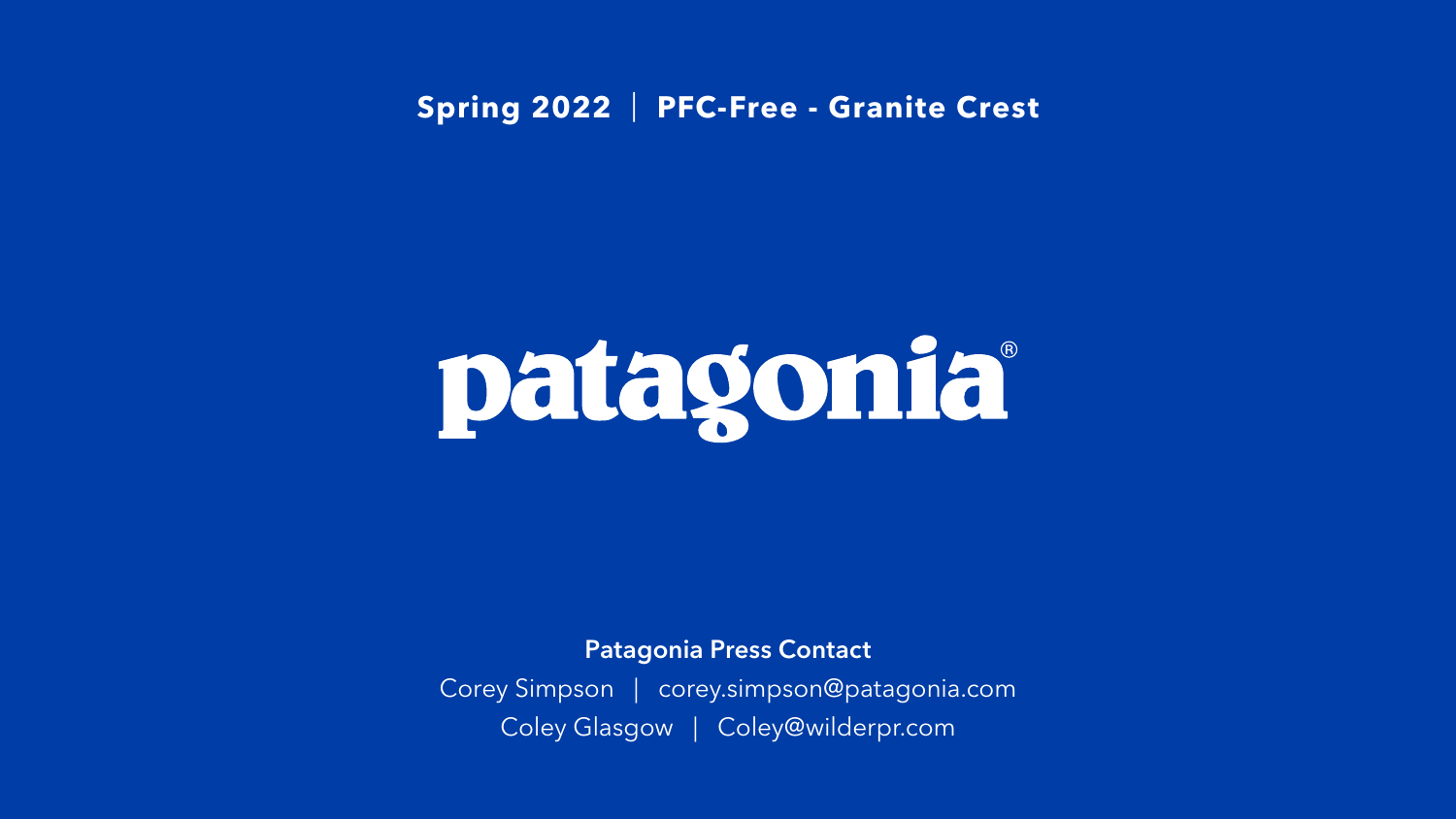**Spring 2022 | PFC-Free - Granite Crest**

# patagonia®

**Patagonia Press Contact**

Corey Simpson | corey.simpson@patagonia.com

Coley Glasgow | Coley@wilderpr.com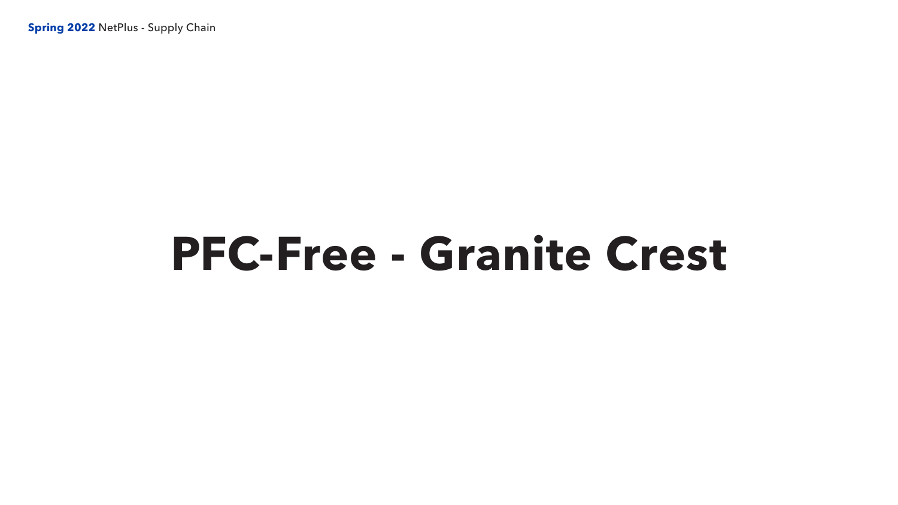# PFC-Free - Granite Crest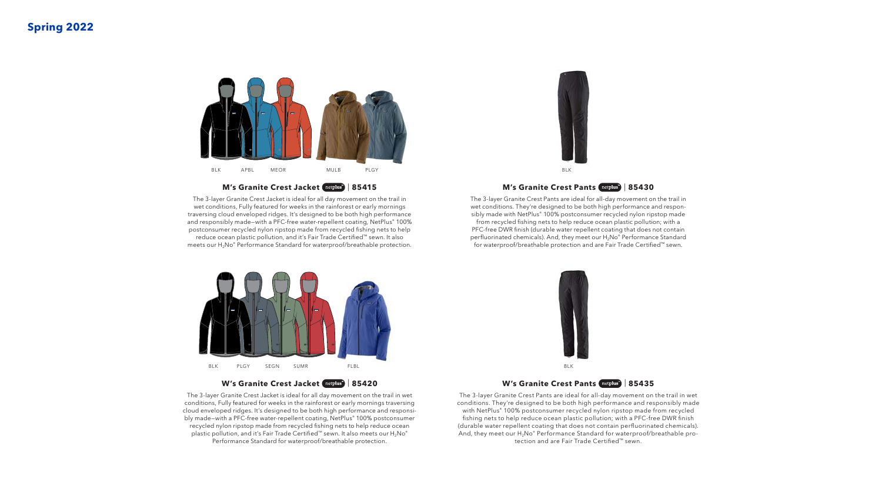# Spring 2022

BLK APBL MEOR MULB PLGY

## M's Granite Crest Jacket netplus | 85415

The 3-layer Granite Crest Jacket is ideal for all day movement on the trail in wet conditions, Fully featured for weeks in the rainforest or early mornings traversing cloud enveloped ridges. It's designed to be both high performance and responsibly made—with a PFC-free water-repellent coating, NetPlus® 100% postconsumer recycled nylon ripstop made from recycled fishing nets to help reduce ocean plastic pollution, and it's Fair Trade Certified™ sewn. It also meets our $H_2No^{®}$ Performance Standard for waterproof/breathable protection.

BLK

## M's Granite Crest Pants netplus | 85430

The 3-layer Granite Crest Pants are ideal for all-day movement on the trail in wet conditions. They're designed to be both high performance and responsibly made with NetPlus® 100% postconsumer recycled nylon ripstop made from recycled fishing nets to help reduce ocean plastic pollution; with a PFC-free DWR finish (durable water repellent coating that does not contain perfluorinated chemicals). And, they meet our $H_2No^{®}$ Performance Standard for waterproof/breathable protection and are Fair Trade Certified™ sewn.

BLK PLGY SEGN SUMR FLBL

## W's Granite Crest Jacket netplus | 85420

The 3-layer Granite Crest Jacket is ideal for all day movement on the trail in wet conditions, Fully featured for weeks in the rainforest or early mornings traversing cloud enveloped ridges. It's designed to be both high performance and responsibly made—with a PFC-free water-repellent coating, NetPlus® 100% postconsumer recycled nylon ripstop made from recycled fishing nets to help reduce ocean plastic pollution, and it's Fair Trade Certified™ sewn. It also meets our $H_2No^{®}$ Performance Standard for waterproof/breathable protection.

BLK

## W's Granite Crest Pants netplus | 85435

The 3-layer Granite Crest Pants are ideal for all-day movement on the trail in wet conditions. They're designed to be both high performance and responsibly made with NetPlus® 100% postconsumer recycled nylon ripstop made from recycled fishing nets to help reduce ocean plastic pollution; with a PFC-free DWR finish (durable water repellent coating that does not contain perfluorinated chemicals). And, they meet our $H_2No^{®}$ Performance Standard for waterproof/breathable protection and are Fair Trade Certified™ sewn.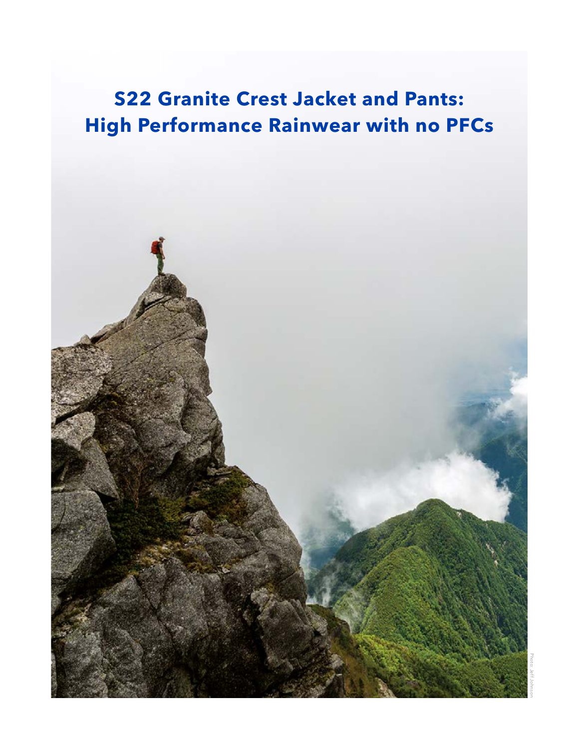# S22 Granite Crest Jacket and Pants: High Performance Rainwear with no PFCs

Photo: Jeff Johnson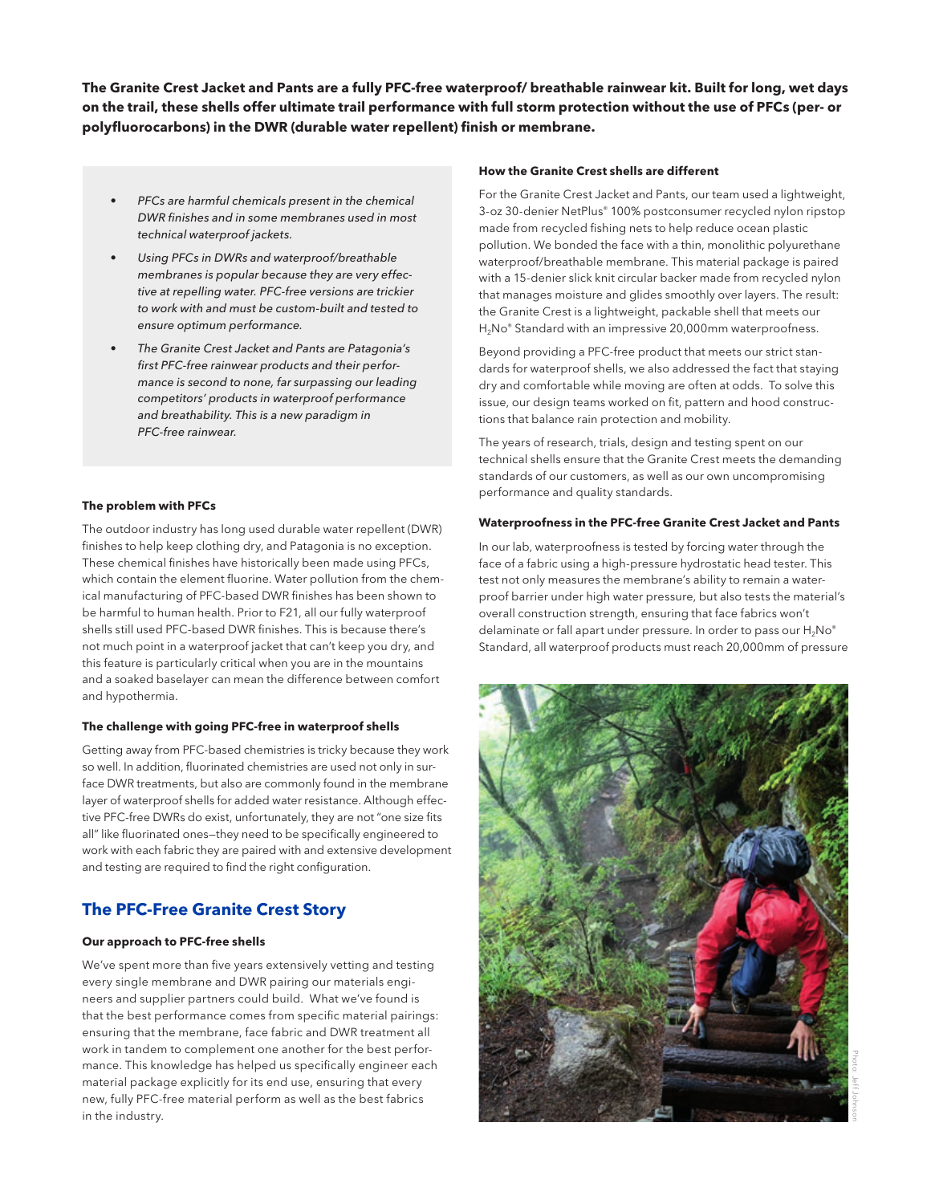**The Granite Crest Jacket and Pants are a fully PFC-free waterproof/ breathable rainwear kit. Built for long, wet days on the trail, these shells offer ultimate trail performance with full storm protection without the use of PFCs (per- or polyfluorocarbons) in the DWR (durable water repellent) finish or membrane.**

- *PFCs are harmful chemicals present in the chemical DWR finishes and in some membranes used in most technical waterproof jackets.*
- *Using PFCs in DWRs and waterproof/breathable membranes is popular because they are very effective at repelling water. PFC-free versions are trickier to work with and must be custom-built and tested to ensure optimum performance.*
- *The Granite Crest Jacket and Pants are Patagonia's first PFC-free rainwear products and their performance is second to none, far surpassing our leading competitors' products in waterproof performance and breathability. This is a new paradigm in PFC-free rainwear.*

**The problem with PFCs**

The outdoor industry has long used durable water repellent (DWR) finishes to help keep clothing dry, and Patagonia is no exception. These chemical finishes have historically been made using PFCs, which contain the element fluorine. Water pollution from the chemical manufacturing of PFC-based DWR finishes has been shown to be harmful to human health. Prior to F21, all our fully waterproof shells still used PFC-based DWR finishes. This is because there's not much point in a waterproof jacket that can't keep you dry, and this feature is particularly critical when you are in the mountains and a soaked baselayer can mean the difference between comfort and hypothermia.

**The challenge with going PFC-free in waterproof shells**

Getting away from PFC-based chemistries is tricky because they work so well. In addition, fluorinated chemistries are used not only in surface DWR treatments, but also are commonly found in the membrane layer of waterproof shells for added water resistance. Although effective PFC-free DWRs do exist, unfortunately, they are not "one size fits all" like fluorinated ones—they need to be specifically engineered to work with each fabric they are paired with and extensive development and testing are required to find the right configuration.

## The PFC-Free Granite Crest Story

**Our approach to PFC-free shells**

We've spent more than five years extensively vetting and testing every single membrane and DWR pairing our materials engineers and supplier partners could build. What we've found is that the best performance comes from specific material pairings: ensuring that the membrane, face fabric and DWR treatment all work in tandem to complement one another for the best performance. This knowledge has helped us specifically engineer each material package explicitly for its end use, ensuring that every new, fully PFC-free material perform as well as the best fabrics in the industry.

**How the Granite Crest shells are different**

For the Granite Crest Jacket and Pants, our team used a lightweight, 3-oz 30-denier NetPlus® 100% postconsumer recycled nylon ripstop made from recycled fishing nets to help reduce ocean plastic pollution. We bonded the face with a thin, monolithic polyurethane waterproof/breathable membrane. This material package is paired with a 15-denier slick knit circular backer made from recycled nylon that manages moisture and glides smoothly over layers. The result: the Granite Crest is a lightweight, packable shell that meets our $H_2No$® Standard with an impressive 20,000mm waterproofness.

Beyond providing a PFC-free product that meets our strict standards for waterproof shells, we also addressed the fact that staying dry and comfortable while moving are often at odds. To solve this issue, our design teams worked on fit, pattern and hood constructions that balance rain protection and mobility.

The years of research, trials, design and testing spent on our technical shells ensure that the Granite Crest meets the demanding standards of our customers, as well as our own uncompromising performance and quality standards.

**Waterproofness in the PFC-free Granite Crest Jacket and Pants**

In our lab, waterproofness is tested by forcing water through the face of a fabric using a high-pressure hydrostatic head tester. This test not only measures the membrane's ability to remain a waterproof barrier under high water pressure, but also tests the material's overall construction strength, ensuring that face fabrics won't delaminate or fall apart under pressure. In order to pass our $H_2No$® Standard, all waterproof products must reach 20,000mm of pressure

Photo: Jeff Johnson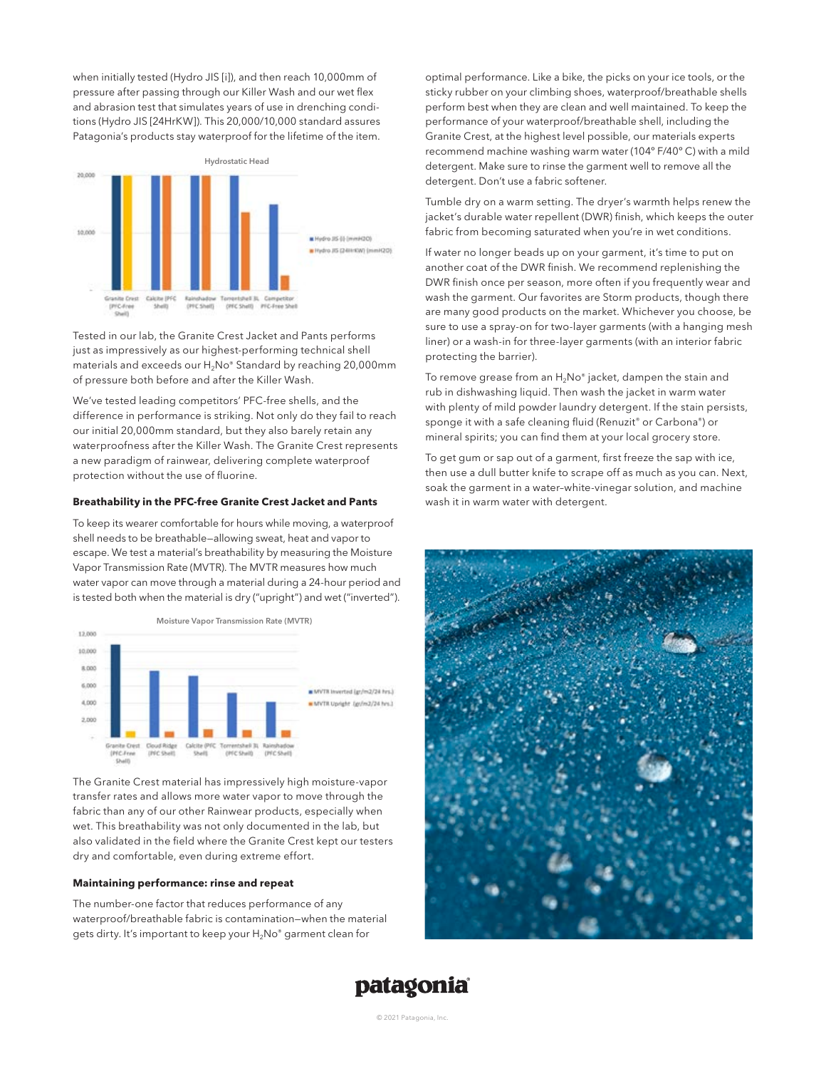when initially tested (Hydro JIS [i]), and then reach 10,000mm of pressure after passing through our Killer Wash and our wet flex and abrasion test that simulates years of use in drenching conditions (Hydro JIS [24HrKW]). This 20,000/10,000 standard assures Patagonia's products stay waterproof for the lifetime of the item.

Hydrostatic Head

Tested in our lab, the Granite Crest Jacket and Pants performs just as impressively as our highest-performing technical shell materials and exceeds our $H_2No^{®}$ Standard by reaching 20,000mm of pressure both before and after the Killer Wash.

We've tested leading competitors' PFC-free shells, and the difference in performance is striking. Not only do they fail to reach our initial 20,000mm standard, but they also barely retain any waterproofness after the Killer Wash. The Granite Crest represents a new paradigm of rainwear, delivering complete waterproof protection without the use of fluorine.

**Breathability in the PFC-free Granite Crest Jacket and Pants**

To keep its wearer comfortable for hours while moving, a waterproof shell needs to be breathable—allowing sweat, heat and vapor to escape. We test a material's breathability by measuring the Moisture Vapor Transmission Rate (MVTR). The MVTR measures how much water vapor can move through a material during a 24-hour period and is tested both when the material is dry ("upright") and wet ("inverted").

Moisture Vapor Transmission Rate (MVTR)

The Granite Crest material has impressively high moisture-vapor transfer rates and allows more water vapor to move through the fabric than any of our other Rainwear products, especially when wet. This breathability was not only documented in the lab, but also validated in the field where the Granite Crest kept our testers dry and comfortable, even during extreme effort.

**Maintaining performance: rinse and repeat**

The number-one factor that reduces performance of any waterproof/breathable fabric is contamination—when the material gets dirty. It's important to keep your $H_2No^{®}$ garment clean for optimal performance. Like a bike, the picks on your ice tools, or the sticky rubber on your climbing shoes, waterproof/breathable shells perform best when they are clean and well maintained. To keep the performance of your waterproof/breathable shell, including the Granite Crest, at the highest level possible, our materials experts recommend machine washing warm water (104° F/40° C) with a mild detergent. Make sure to rinse the garment well to remove all the detergent. Don't use a fabric softener.

Tumble dry on a warm setting. The dryer's warmth helps renew the jacket's durable water repellent (DWR) finish, which keeps the outer fabric from becoming saturated when you're in wet conditions.

If water no longer beads up on your garment, it's time to put on another coat of the DWR finish. We recommend replenishing the DWR finish once per season, more often if you frequently wear and wash the garment. Our favorites are Storm products, though there are many good products on the market. Whichever you choose, be sure to use a spray-on for two-layer garments (with a hanging mesh liner) or a wash-in for three-layer garments (with an interior fabric protecting the barrier).

To remove grease from an $H_2No^{®}$ jacket, dampen the stain and rub in dishwashing liquid. Then wash the jacket in warm water with plenty of mild powder laundry detergent. If the stain persists, sponge it with a safe cleaning fluid (Renuzit® or Carbona®) or mineral spirits; you can find them at your local grocery store.

To get gum or sap out of a garment, first freeze the sap with ice, then use a dull butter knife to scrape off as much as you can. Next, soak the garment in a water–white-vinegar solution, and machine wash it in warm water with detergent.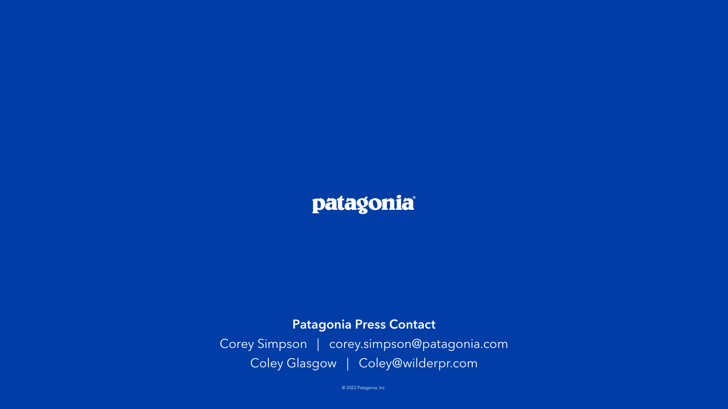patagonia®

**Patagonia Press Contact**

Corey Simpson | corey.simpson@patagonia.com

Coley Glasgow | Coley@wilderpr.com

© 2022 Patagonia, Inc.